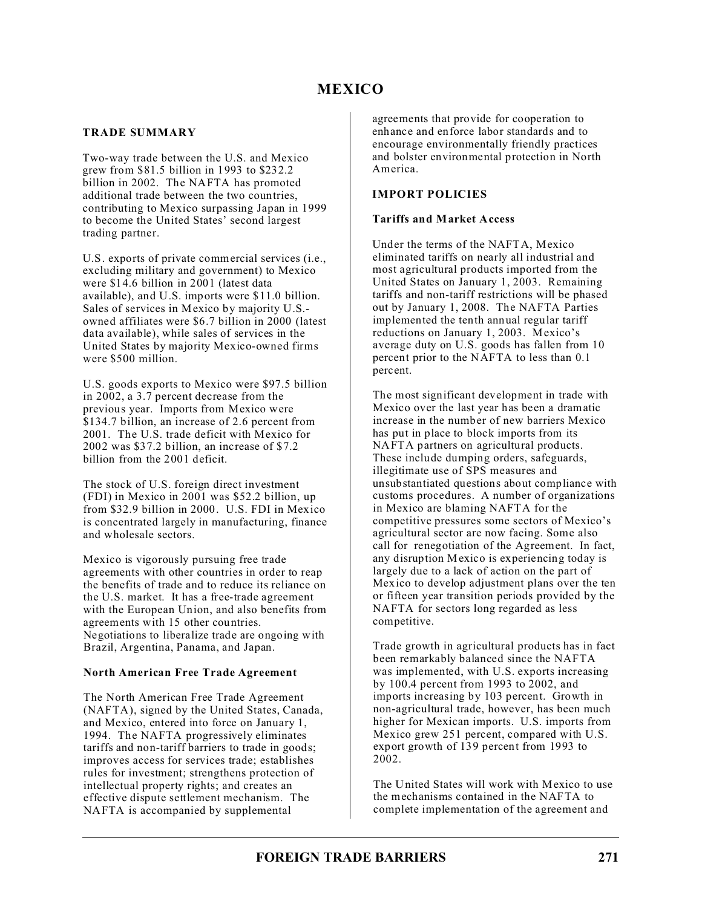# MEXICO

## TRADE SUMMARY

Two-way trade between the U.S. and Mexico grew from $81.5 billion in 1993 to $232.2 billion in 2002. The NAFTA has promoted additional trade between the two countries, contributing to Mexico surpassing Japan in 1999 to become the United States' second largest trading partner.

U.S. exports of private commercial services (i.e., excluding military and government) to Mexico were $14.6 billion in 2001 (latest data available), and U.S. imports were $11.0 billion. Sales of services in Mexico by majority U.S.-owned affiliates were $6.7 billion in 2000 (latest data available), while sales of services in the United States by majority Mexico-owned firms were $500 million.

U.S. goods exports to Mexico were $97.5 billion in 2002, a 3.7 percent decrease from the previous year. Imports from Mexico were $134.7 billion, an increase of 2.6 percent from 2001. The U.S. trade deficit with Mexico for 2002 was $37.2 billion, an increase of $7.2 billion from the 2001 deficit.

The stock of U.S. foreign direct investment (FDI) in Mexico in 2001 was $52.2 billion, up from $32.9 billion in 2000. U.S. FDI in Mexico is concentrated largely in manufacturing, finance and wholesale sectors.

Mexico is vigorously pursuing free trade agreements with other countries in order to reap the benefits of trade and to reduce its reliance on the U.S. market. It has a free-trade agreement with the European Union, and also benefits from agreements with 15 other countries. Negotiations to liberalize trade are ongoing with Brazil, Argentina, Panama, and Japan.

### North American Free Trade Agreement

The North American Free Trade Agreement (NAFTA), signed by the United States, Canada, and Mexico, entered into force on January 1, 1994. The NAFTA progressively eliminates tariffs and non-tariff barriers to trade in goods; improves access for services trade; establishes rules for investment; strengthens protection of intellectual property rights; and creates an effective dispute settlement mechanism. The NAFTA is accompanied by supplemental agreements that provide for cooperation to enhance and enforce labor standards and to encourage environmentally friendly practices and bolster environmental protection in North America.

## IMPORT POLICIES

### Tariffs and Market Access

Under the terms of the NAFTA, Mexico eliminated tariffs on nearly all industrial and most agricultural products imported from the United States on January 1, 2003. Remaining tariffs and non-tariff restrictions will be phased out by January 1, 2008. The NAFTA Parties implemented the tenth annual regular tariff reductions on January 1, 2003. Mexico's average duty on U.S. goods has fallen from 10 percent prior to the NAFTA to less than 0.1 percent.

The most significant development in trade with Mexico over the last year has been a dramatic increase in the number of new barriers Mexico has put in place to block imports from its NAFTA partners on agricultural products. These include dumping orders, safeguards, illegitimate use of SPS measures and unsubstantiated questions about compliance with customs procedures. A number of organizations in Mexico are blaming NAFTA for the competitive pressures some sectors of Mexico's agricultural sector are now facing. Some also call for renegotiation of the Agreement. In fact, any disruption Mexico is experiencing today is largely due to a lack of action on the part of Mexico to develop adjustment plans over the ten or fifteen year transition periods provided by the NAFTA for sectors long regarded as less competitive.

Trade growth in agricultural products has in fact been remarkably balanced since the NAFTA was implemented, with U.S. exports increasing by 100.4 percent from 1993 to 2002, and imports increasing by 103 percent. Growth in non-agricultural trade, however, has been much higher for Mexican imports. U.S. imports from Mexico grew 251 percent, compared with U.S. export growth of 139 percent from 1993 to 2002.

The United States will work with Mexico to use the mechanisms contained in the NAFTA to complete implementation of the agreement and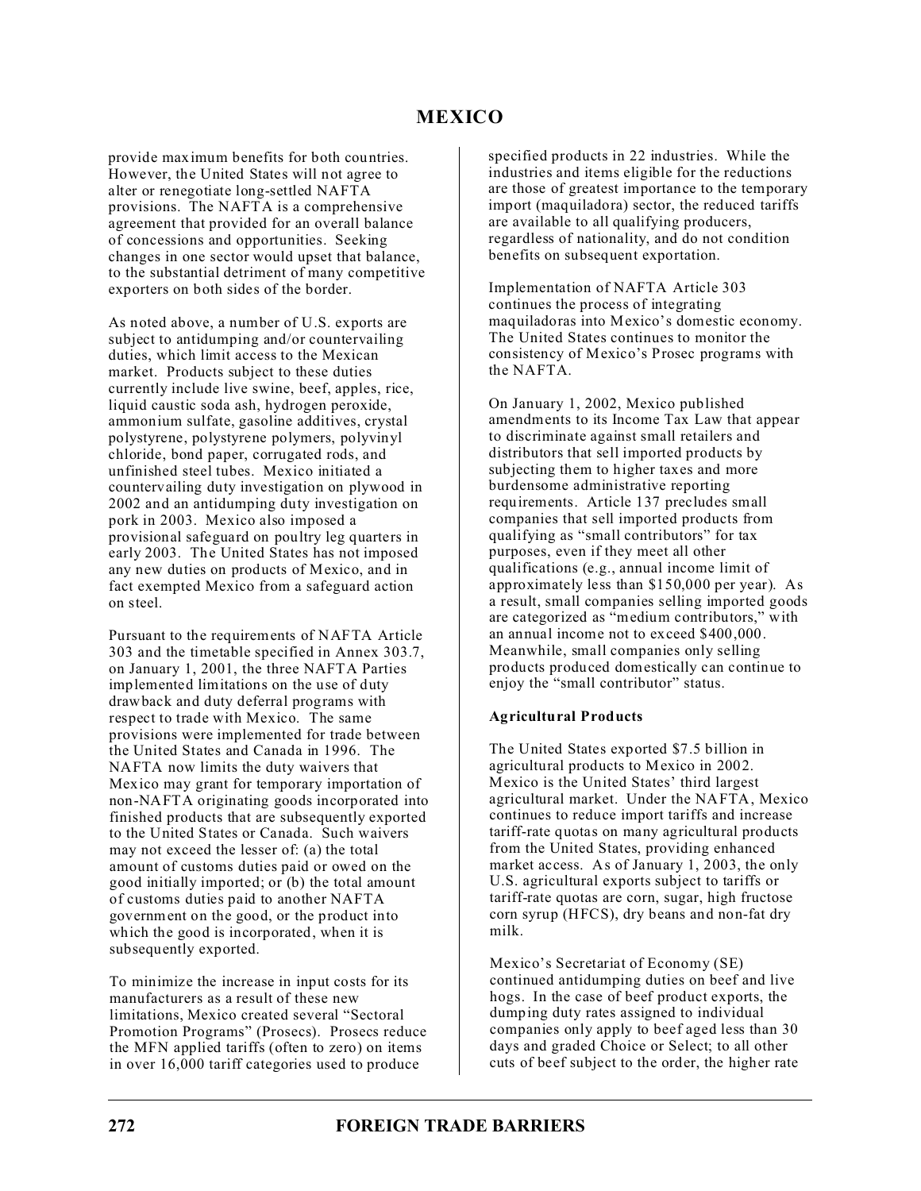provide maximum benefits for both countries. However, the United States will not agree to alter or renegotiate long-settled NAFTA provisions. The NAFTA is a comprehensive agreement that provided for an overall balance of concessions and opportunities. Seeking changes in one sector would upset that balance, to the substantial detriment of many competitive exporters on both sides of the border.

As noted above, a number of U.S. exports are subject to antidumping and/or countervailing duties, which limit access to the Mexican market. Products subject to these duties currently include live swine, beef, apples, rice, liquid caustic soda ash, hydrogen peroxide, ammonium sulfate, gasoline additives, crystal polystyrene, polystyrene polymers, polyvinyl chloride, bond paper, corrugated rods, and unfinished steel tubes. Mexico initiated a countervailing duty investigation on plywood in 2002 and an antidumping duty investigation on pork in 2003. Mexico also imposed a provisional safeguard on poultry leg quarters in early 2003. The United States has not imposed any new duties on products of Mexico, and in fact exempted Mexico from a safeguard action on steel.

Pursuant to the requirements of NAFTA Article 303 and the timetable specified in Annex 303.7, on January 1, 2001, the three NAFTA Parties implemented limitations on the use of duty drawback and duty deferral programs with respect to trade with Mexico. The same provisions were implemented for trade between the United States and Canada in 1996. The NAFTA now limits the duty waivers that Mexico may grant for temporary importation of non-NAFTA originating goods incorporated into finished products that are subsequently exported to the United States or Canada. Such waivers may not exceed the lesser of: (a) the total amount of customs duties paid or owed on the good initially imported; or (b) the total amount of customs duties paid to another NAFTA government on the good, or the product into which the good is incorporated, when it is subsequently exported.

To minimize the increase in input costs for its manufacturers as a result of these new limitations, Mexico created several "Sectoral Promotion Programs" (Prosecs). Prosecs reduce the MFN applied tariffs (often to zero) on items in over 16,000 tariff categories used to produce specified products in 22 industries. While the industries and items eligible for the reductions are those of greatest importance to the temporary import (maquiladora) sector, the reduced tariffs are available to all qualifying producers, regardless of nationality, and do not condition benefits on subsequent exportation.

Implementation of NAFTA Article 303 continues the process of integrating maquiladoras into Mexico's domestic economy. The United States continues to monitor the consistency of Mexico's Prosec programs with the NAFTA.

On January 1, 2002, Mexico published amendments to its Income Tax Law that appear to discriminate against small retailers and distributors that sell imported products by subjecting them to higher taxes and more burdensome administrative reporting requirements. Article 137 precludes small companies that sell imported products from qualifying as "small contributors" for tax purposes, even if they meet all other qualifications (e.g., annual income limit of approximately less than $150,000 per year). As a result, small companies selling imported goods are categorized as "medium contributors," with an annual income not to exceed $400,000. Meanwhile, small companies only selling products produced domestically can continue to enjoy the "small contributor" status.

**Agricultural Products**

The United States exported $7.5 billion in agricultural products to Mexico in 2002. Mexico is the United States' third largest agricultural market. Under the NAFTA, Mexico continues to reduce import tariffs and increase tariff-rate quotas on many agricultural products from the United States, providing enhanced market access. As of January 1, 2003, the only U.S. agricultural exports subject to tariffs or tariff-rate quotas are corn, sugar, high fructose corn syrup (HFCS), dry beans and non-fat dry milk.

Mexico's Secretariat of Economy (SE) continued antidumping duties on beef and live hogs. In the case of beef product exports, the dumping duty rates assigned to individual companies only apply to beef aged less than 30 days and graded Choice or Select; to all other cuts of beef subject to the order, the higher rate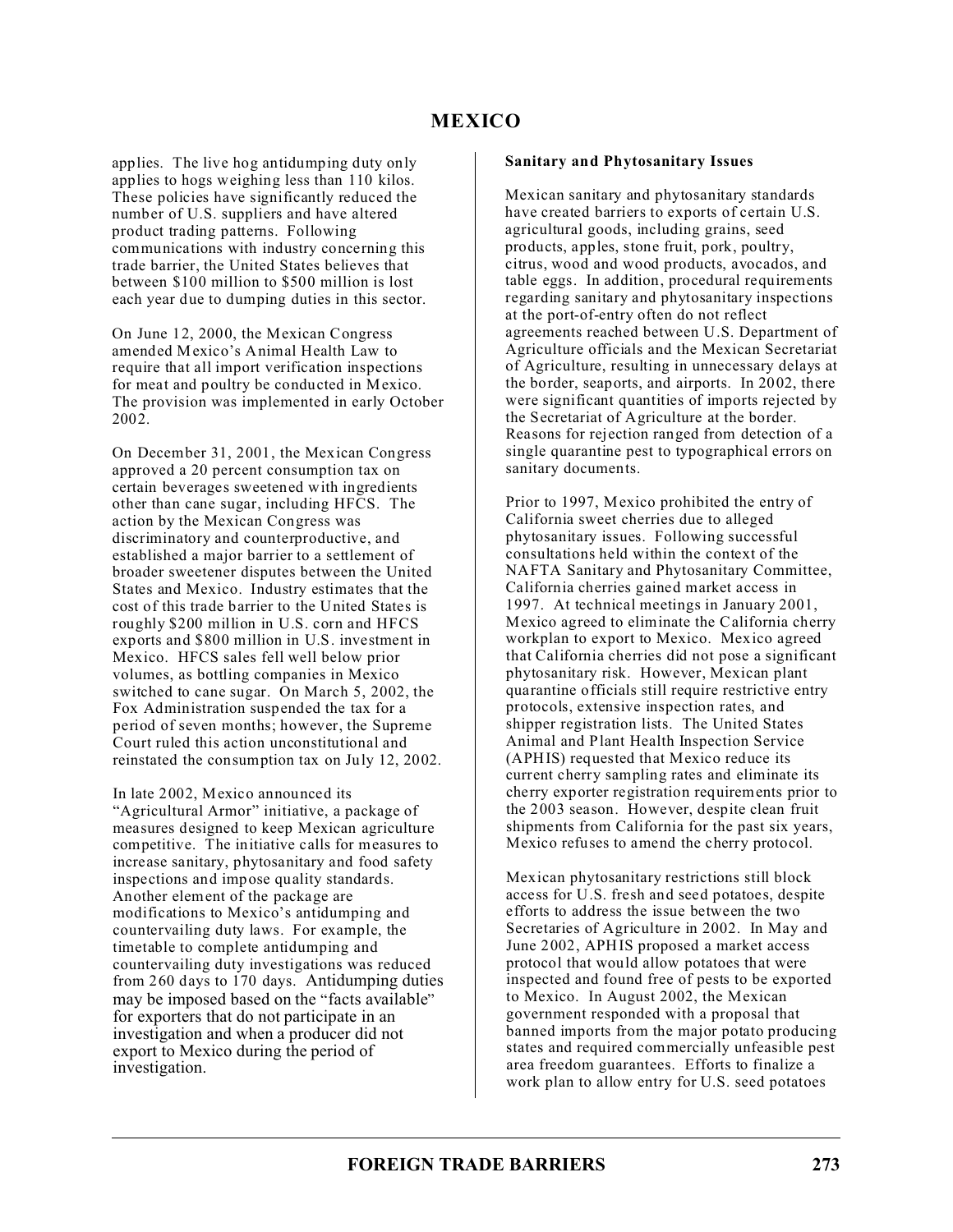applies. The live hog antidumping duty only applies to hogs weighing less than 110 kilos. These policies have significantly reduced the number of U.S. suppliers and have altered product trading patterns. Following communications with industry concerning this trade barrier, the United States believes that between $100 million to $500 million is lost each year due to dumping duties in this sector.

On June 12, 2000, the Mexican Congress amended Mexico's Animal Health Law to require that all import verification inspections for meat and poultry be conducted in Mexico. The provision was implemented in early October 2002.

On December 31, 2001, the Mexican Congress approved a 20 percent consumption tax on certain beverages sweetened with ingredients other than cane sugar, including HFCS. The action by the Mexican Congress was discriminatory and counterproductive, and established a major barrier to a settlement of broader sweetener disputes between the United States and Mexico. Industry estimates that the cost of this trade barrier to the United States is roughly $200 million in U.S. corn and HFCS exports and $800 million in U.S. investment in Mexico. HFCS sales fell well below prior volumes, as bottling companies in Mexico switched to cane sugar. On March 5, 2002, the Fox Administration suspended the tax for a period of seven months; however, the Supreme Court ruled this action unconstitutional and reinstated the consumption tax on July 12, 2002.

In late 2002, Mexico announced its "Agricultural Armor" initiative, a package of measures designed to keep Mexican agriculture competitive. The initiative calls for measures to increase sanitary, phytosanitary and food safety inspections and impose quality standards. Another element of the package are modifications to Mexico's antidumping and countervailing duty laws. For example, the timetable to complete antidumping and countervailing duty investigations was reduced from 260 days to 170 days. Antidumping duties may be imposed based on the "facts available" for exporters that do not participate in an investigation and when a producer did not export to Mexico during the period of investigation.

**Sanitary and Phytosanitary Issues**

Mexican sanitary and phytosanitary standards have created barriers to exports of certain U.S. agricultural goods, including grains, seed products, apples, stone fruit, pork, poultry, citrus, wood and wood products, avocados, and table eggs. In addition, procedural requirements regarding sanitary and phytosanitary inspections at the port-of-entry often do not reflect agreements reached between U.S. Department of Agriculture officials and the Mexican Secretariat of Agriculture, resulting in unnecessary delays at the border, seaports, and airports. In 2002, there were significant quantities of imports rejected by the Secretariat of Agriculture at the border. Reasons for rejection ranged from detection of a single quarantine pest to typographical errors on sanitary documents.

Prior to 1997, Mexico prohibited the entry of California sweet cherries due to alleged phytosanitary issues. Following successful consultations held within the context of the NAFTA Sanitary and Phytosanitary Committee, California cherries gained market access in 1997. At technical meetings in January 2001, Mexico agreed to eliminate the California cherry workplan to export to Mexico. Mexico agreed that California cherries did not pose a significant phytosanitary risk. However, Mexican plant quarantine officials still require restrictive entry protocols, extensive inspection rates, and shipper registration lists. The United States Animal and Plant Health Inspection Service (APHIS) requested that Mexico reduce its current cherry sampling rates and eliminate its cherry exporter registration requirements prior to the 2003 season. However, despite clean fruit shipments from California for the past six years, Mexico refuses to amend the cherry protocol.

Mexican phytosanitary restrictions still block access for U.S. fresh and seed potatoes, despite efforts to address the issue between the two Secretaries of Agriculture in 2002. In May and June 2002, APHIS proposed a market access protocol that would allow potatoes that were inspected and found free of pests to be exported to Mexico. In August 2002, the Mexican government responded with a proposal that banned imports from the major potato producing states and required commercially unfeasible pest area freedom guarantees. Efforts to finalize a work plan to allow entry for U.S. seed potatoes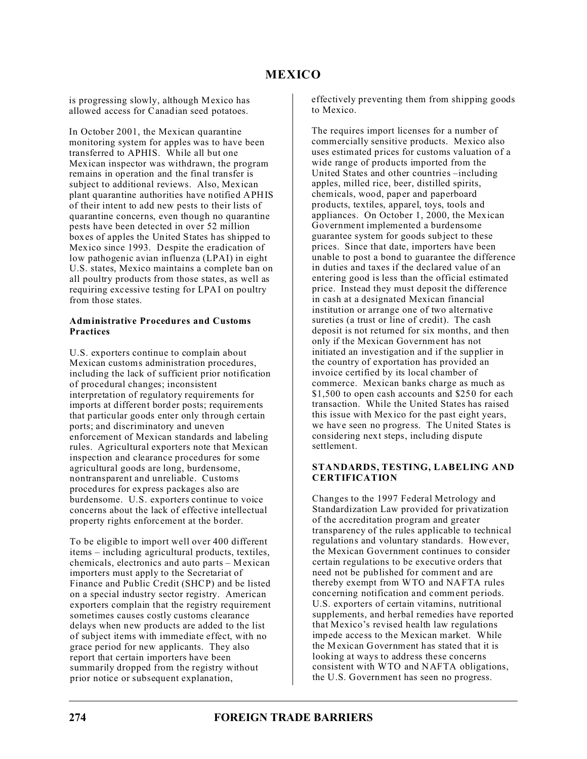is progressing slowly, although Mexico has allowed access for Canadian seed potatoes.

In October 2001, the Mexican quarantine monitoring system for apples was to have been transferred to APHIS. While all but one Mexican inspector was withdrawn, the program remains in operation and the final transfer is subject to additional reviews. Also, Mexican plant quarantine authorities have notified APHIS of their intent to add new pests to their lists of quarantine concerns, even though no quarantine pests have been detected in over 52 million boxes of apples the United States has shipped to Mexico since 1993. Despite the eradication of low pathogenic avian influenza (LPAI) in eight U.S. states, Mexico maintains a complete ban on all poultry products from those states, as well as requiring excessive testing for LPAI on poultry from those states.

**Administrative Procedures and Customs Practices**

U.S. exporters continue to complain about Mexican customs administration procedures, including the lack of sufficient prior notification of procedural changes; inconsistent interpretation of regulatory requirements for imports at different border posts; requirements that particular goods enter only through certain ports; and discriminatory and uneven enforcement of Mexican standards and labeling rules. Agricultural exporters note that Mexican inspection and clearance procedures for some agricultural goods are long, burdensome, nontransparent and unreliable. Customs procedures for express packages also are burdensome. U.S. exporters continue to voice concerns about the lack of effective intellectual property rights enforcement at the border.

To be eligible to import well over 400 different items – including agricultural products, textiles, chemicals, electronics and auto parts – Mexican importers must apply to the Secretariat of Finance and Public Credit (SHCP) and be listed on a special industry sector registry. American exporters complain that the registry requirement sometimes causes costly customs clearance delays when new products are added to the list of subject items with immediate effect, with no grace period for new applicants. They also report that certain importers have been summarily dropped from the registry without prior notice or subsequent explanation, effectively preventing them from shipping goods to Mexico.

The requires import licenses for a number of commercially sensitive products. Mexico also uses estimated prices for customs valuation of a wide range of products imported from the United States and other countries –including apples, milled rice, beer, distilled spirits, chemicals, wood, paper and paperboard products, textiles, apparel, toys, tools and appliances. On October 1, 2000, the Mexican Government implemented a burdensome guarantee system for goods subject to these prices. Since that date, importers have been unable to post a bond to guarantee the difference in duties and taxes if the declared value of an entering good is less than the official estimated price. Instead they must deposit the difference in cash at a designated Mexican financial institution or arrange one of two alternative sureties (a trust or line of credit). The cash deposit is not returned for six months, and then only if the Mexican Government has not initiated an investigation and if the supplier in the country of exportation has provided an invoice certified by its local chamber of commerce. Mexican banks charge as much as $1,500 to open cash accounts and $250 for each transaction. While the United States has raised this issue with Mexico for the past eight years, we have seen no progress. The United States is considering next steps, including dispute settlement.

## STANDARDS, TESTING, LABELING AND CERTIFICATION

Changes to the 1997 Federal Metrology and Standardization Law provided for privatization of the accreditation program and greater transparency of the rules applicable to technical regulations and voluntary standards. However, the Mexican Government continues to consider certain regulations to be executive orders that need not be published for comment and are thereby exempt from WTO and NAFTA rules concerning notification and comment periods. U.S. exporters of certain vitamins, nutritional supplements, and herbal remedies have reported that Mexico's revised health law regulations impede access to the Mexican market. While the Mexican Government has stated that it is looking at ways to address these concerns consistent with WTO and NAFTA obligations, the U.S. Government has seen no progress.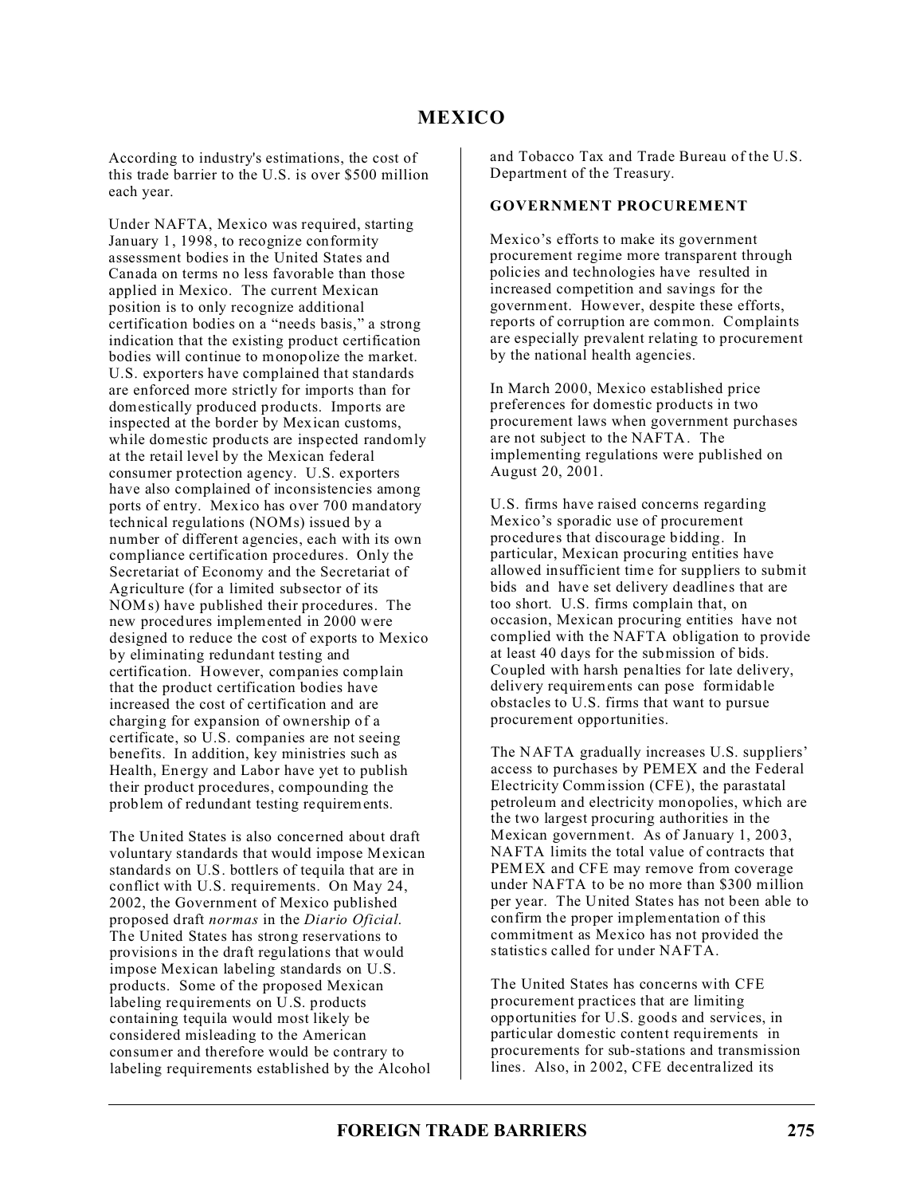According to industry's estimations, the cost of this trade barrier to the U.S. is over $500 million each year.

Under NAFTA, Mexico was required, starting January 1, 1998, to recognize conformity assessment bodies in the United States and Canada on terms no less favorable than those applied in Mexico. The current Mexican position is to only recognize additional certification bodies on a "needs basis," a strong indication that the existing product certification bodies will continue to monopolize the market. U.S. exporters have complained that standards are enforced more strictly for imports than for domestically produced products. Imports are inspected at the border by Mexican customs, while domestic products are inspected randomly at the retail level by the Mexican federal consumer protection agency. U.S. exporters have also complained of inconsistencies among ports of entry. Mexico has over 700 mandatory technical regulations (NOMs) issued by a number of different agencies, each with its own compliance certification procedures. Only the Secretariat of Economy and the Secretariat of Agriculture (for a limited subsector of its NOMs) have published their procedures. The new procedures implemented in 2000 were designed to reduce the cost of exports to Mexico by eliminating redundant testing and certification. However, companies complain that the product certification bodies have increased the cost of certification and are charging for expansion of ownership of a certificate, so U.S. companies are not seeing benefits. In addition, key ministries such as Health, Energy and Labor have yet to publish their product procedures, compounding the problem of redundant testing requirements.

The United States is also concerned about draft voluntary standards that would impose Mexican standards on U.S. bottlers of tequila that are in conflict with U.S. requirements. On May 24, 2002, the Government of Mexico published proposed draft *normas* in the *Diario Oficial.* The United States has strong reservations to provisions in the draft regulations that would impose Mexican labeling standards on U.S. products. Some of the proposed Mexican labeling requirements on U.S. products containing tequila would most likely be considered misleading to the American consumer and therefore would be contrary to labeling requirements established by the Alcohol and Tobacco Tax and Trade Bureau of the U.S. Department of the Treasury.

### GOVERNMENT PROCUREMENT

Mexico's efforts to make its government procurement regime more transparent through policies and technologies have resulted in increased competition and savings for the government. However, despite these efforts, reports of corruption are common. Complaints are especially prevalent relating to procurement by the national health agencies.

In March 2000, Mexico established price preferences for domestic products in two procurement laws when government purchases are not subject to the NAFTA. The implementing regulations were published on August 20, 2001.

U.S. firms have raised concerns regarding Mexico's sporadic use of procurement procedures that discourage bidding. In particular, Mexican procuring entities have allowed insufficient time for suppliers to submit bids and have set delivery deadlines that are too short. U.S. firms complain that, on occasion, Mexican procuring entities have not complied with the NAFTA obligation to provide at least 40 days for the submission of bids. Coupled with harsh penalties for late delivery, delivery requirements can pose formidable obstacles to U.S. firms that want to pursue procurement opportunities.

The NAFTA gradually increases U.S. suppliers' access to purchases by PEMEX and the Federal Electricity Commission (CFE), the parastatal petroleum and electricity monopolies, which are the two largest procuring authorities in the Mexican government. As of January 1, 2003, NAFTA limits the total value of contracts that PEMEX and CFE may remove from coverage under NAFTA to be no more than $300 million per year. The United States has not been able to confirm the proper implementation of this commitment as Mexico has not provided the statistics called for under NAFTA.

The United States has concerns with CFE procurement practices that are limiting opportunities for U.S. goods and services, in particular domestic content requirements in procurements for sub-stations and transmission lines. Also, in 2002, CFE decentralized its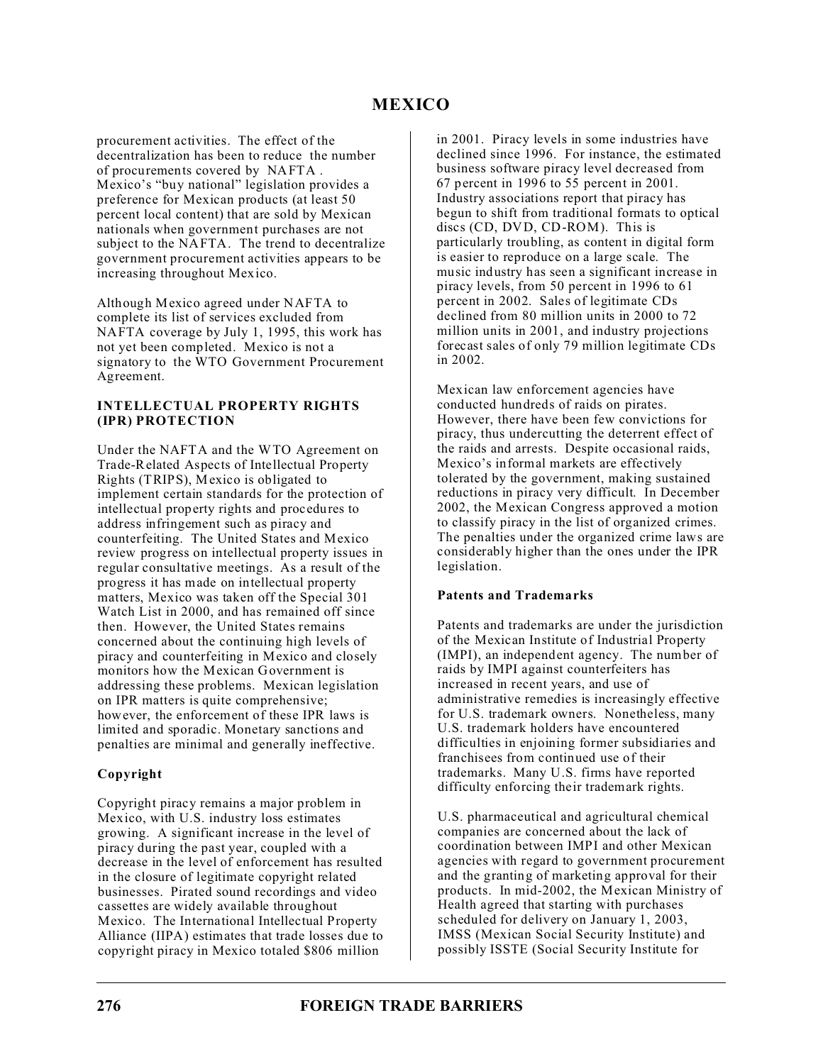procurement activities. The effect of the decentralization has been to reduce the number of procurements covered by NAFTA . Mexico's "buy national" legislation provides a preference for Mexican products (at least 50 percent local content) that are sold by Mexican nationals when government purchases are not subject to the NAFTA. The trend to decentralize government procurement activities appears to be increasing throughout Mexico.

Although Mexico agreed under NAFTA to complete its list of services excluded from NAFTA coverage by July 1, 1995, this work has not yet been completed. Mexico is not a signatory to the WTO Government Procurement Agreement.

### INTELLECTUAL PROPERTY RIGHTS (IPR) PROTECTION

Under the NAFTA and the WTO Agreement on Trade-Related Aspects of Intellectual Property Rights (TRIPS), Mexico is obligated to implement certain standards for the protection of intellectual property rights and procedures to address infringement such as piracy and counterfeiting. The United States and Mexico review progress on intellectual property issues in regular consultative meetings. As a result of the progress it has made on intellectual property matters, Mexico was taken off the Special 301 Watch List in 2000, and has remained off since then. However, the United States remains concerned about the continuing high levels of piracy and counterfeiting in Mexico and closely monitors how the Mexican Government is addressing these problems. Mexican legislation on IPR matters is quite comprehensive; however, the enforcement of these IPR laws is limited and sporadic. Monetary sanctions and penalties are minimal and generally ineffective.

#### Copyright

Copyright piracy remains a major problem in Mexico, with U.S. industry loss estimates growing. A significant increase in the level of piracy during the past year, coupled with a decrease in the level of enforcement has resulted in the closure of legitimate copyright related businesses. Pirated sound recordings and video cassettes are widely available throughout Mexico. The International Intellectual Property Alliance (IIPA) estimates that trade losses due to copyright piracy in Mexico totaled $806 million in 2001. Piracy levels in some industries have declined since 1996. For instance, the estimated business software piracy level decreased from 67 percent in 1996 to 55 percent in 2001. Industry associations report that piracy has begun to shift from traditional formats to optical discs (CD, DVD, CD-ROM). This is particularly troubling, as content in digital form is easier to reproduce on a large scale. The music industry has seen a significant increase in piracy levels, from 50 percent in 1996 to 61 percent in 2002. Sales of legitimate CDs declined from 80 million units in 2000 to 72 million units in 2001, and industry projections forecast sales of only 79 million legitimate CDs in 2002.

Mexican law enforcement agencies have conducted hundreds of raids on pirates. However, there have been few convictions for piracy, thus undercutting the deterrent effect of the raids and arrests. Despite occasional raids, Mexico's informal markets are effectively tolerated by the government, making sustained reductions in piracy very difficult. In December 2002, the Mexican Congress approved a motion to classify piracy in the list of organized crimes. The penalties under the organized crime laws are considerably higher than the ones under the IPR legislation.

#### Patents and Trademarks

Patents and trademarks are under the jurisdiction of the Mexican Institute of Industrial Property (IMPI), an independent agency. The number of raids by IMPI against counterfeiters has increased in recent years, and use of administrative remedies is increasingly effective for U.S. trademark owners. Nonetheless, many U.S. trademark holders have encountered difficulties in enjoining former subsidiaries and franchisees from continued use of their trademarks. Many U.S. firms have reported difficulty enforcing their trademark rights.

U.S. pharmaceutical and agricultural chemical companies are concerned about the lack of coordination between IMPI and other Mexican agencies with regard to government procurement and the granting of marketing approval for their products. In mid-2002, the Mexican Ministry of Health agreed that starting with purchases scheduled for delivery on January 1, 2003, IMSS (Mexican Social Security Institute) and possibly ISSTE (Social Security Institute for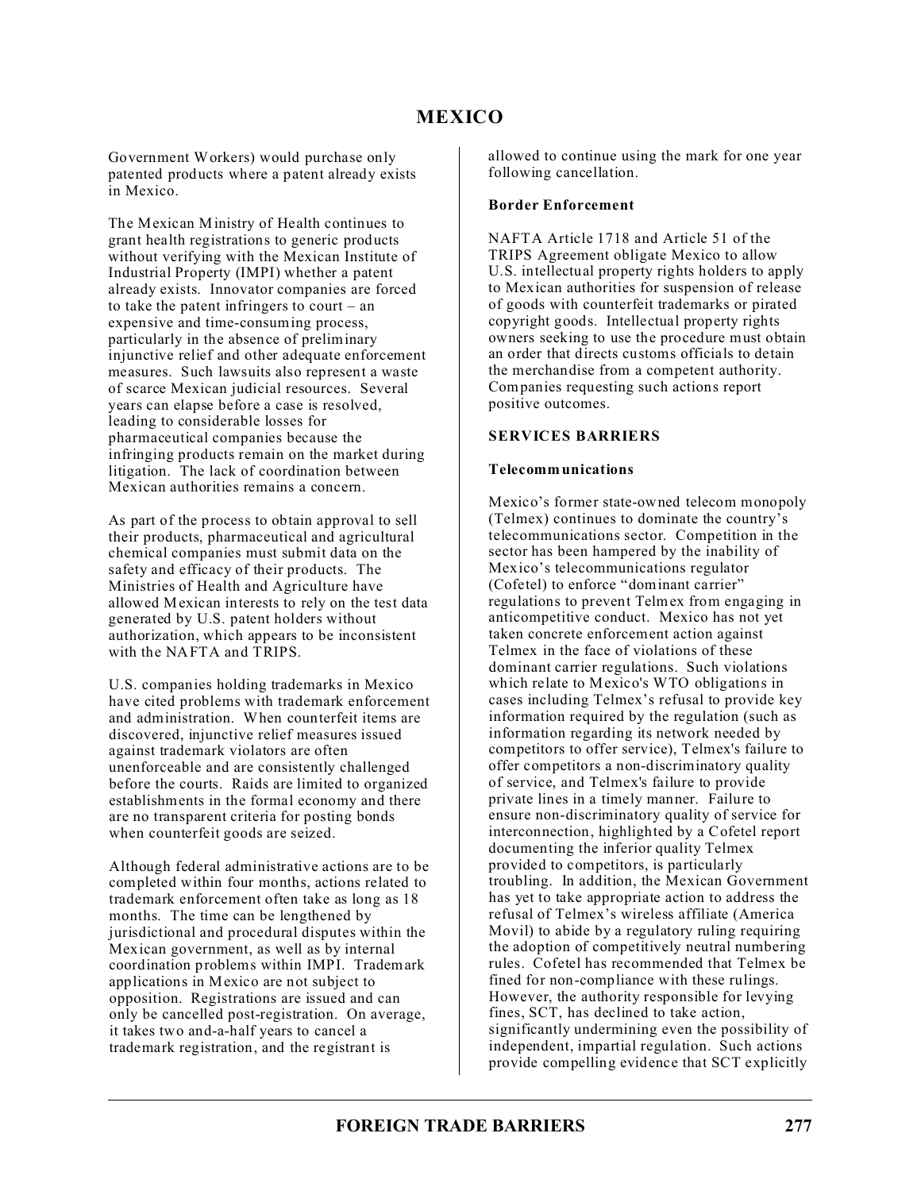Government Workers) would purchase only patented products where a patent already exists in Mexico.

The Mexican Ministry of Health continues to grant health registrations to generic products without verifying with the Mexican Institute of Industrial Property (IMPI) whether a patent already exists. Innovator companies are forced to take the patent infringers to court – an expensive and time-consuming process, particularly in the absence of preliminary injunctive relief and other adequate enforcement measures. Such lawsuits also represent a waste of scarce Mexican judicial resources. Several years can elapse before a case is resolved, leading to considerable losses for pharmaceutical companies because the infringing products remain on the market during litigation. The lack of coordination between Mexican authorities remains a concern.

As part of the process to obtain approval to sell their products, pharmaceutical and agricultural chemical companies must submit data on the safety and efficacy of their products. The Ministries of Health and Agriculture have allowed Mexican interests to rely on the test data generated by U.S. patent holders without authorization, which appears to be inconsistent with the NAFTA and TRIPS.

U.S. companies holding trademarks in Mexico have cited problems with trademark enforcement and administration. When counterfeit items are discovered, injunctive relief measures issued against trademark violators are often unenforceable and are consistently challenged before the courts. Raids are limited to organized establishments in the formal economy and there are no transparent criteria for posting bonds when counterfeit goods are seized.

Although federal administrative actions are to be completed within four months, actions related to trademark enforcement often take as long as 18 months. The time can be lengthened by jurisdictional and procedural disputes within the Mexican government, as well as by internal coordination problems within IMPI. Trademark applications in Mexico are not subject to opposition. Registrations are issued and can only be cancelled post-registration. On average, it takes two and-a-half years to cancel a trademark registration, and the registrant is allowed to continue using the mark for one year following cancellation.

**Border Enforcement**

NAFTA Article 1718 and Article 51 of the TRIPS Agreement obligate Mexico to allow U.S. intellectual property rights holders to apply to Mexican authorities for suspension of release of goods with counterfeit trademarks or pirated copyright goods. Intellectual property rights owners seeking to use the procedure must obtain an order that directs customs officials to detain the merchandise from a competent authority. Companies requesting such actions report positive outcomes.

## SERVICES BARRIERS

**Telecommunications**

Mexico's former state-owned telecom monopoly (Telmex) continues to dominate the country's telecommunications sector. Competition in the sector has been hampered by the inability of Mexico's telecommunications regulator (Cofetel) to enforce "dominant carrier" regulations to prevent Telmex from engaging in anticompetitive conduct. Mexico has not yet taken concrete enforcement action against Telmex in the face of violations of these dominant carrier regulations. Such violations which relate to Mexico's WTO obligations in cases including Telmex's refusal to provide key information required by the regulation (such as information regarding its network needed by competitors to offer service), Telmex's failure to offer competitors a non-discriminatory quality of service, and Telmex's failure to provide private lines in a timely manner. Failure to ensure non-discriminatory quality of service for interconnection, highlighted by a Cofetel report documenting the inferior quality Telmex provided to competitors, is particularly troubling. In addition, the Mexican Government has yet to take appropriate action to address the refusal of Telmex's wireless affiliate (America Movil) to abide by a regulatory ruling requiring the adoption of competitively neutral numbering rules. Cofetel has recommended that Telmex be fined for non-compliance with these rulings. However, the authority responsible for levying fines, SCT, has declined to take action, significantly undermining even the possibility of independent, impartial regulation. Such actions provide compelling evidence that SCT explicitly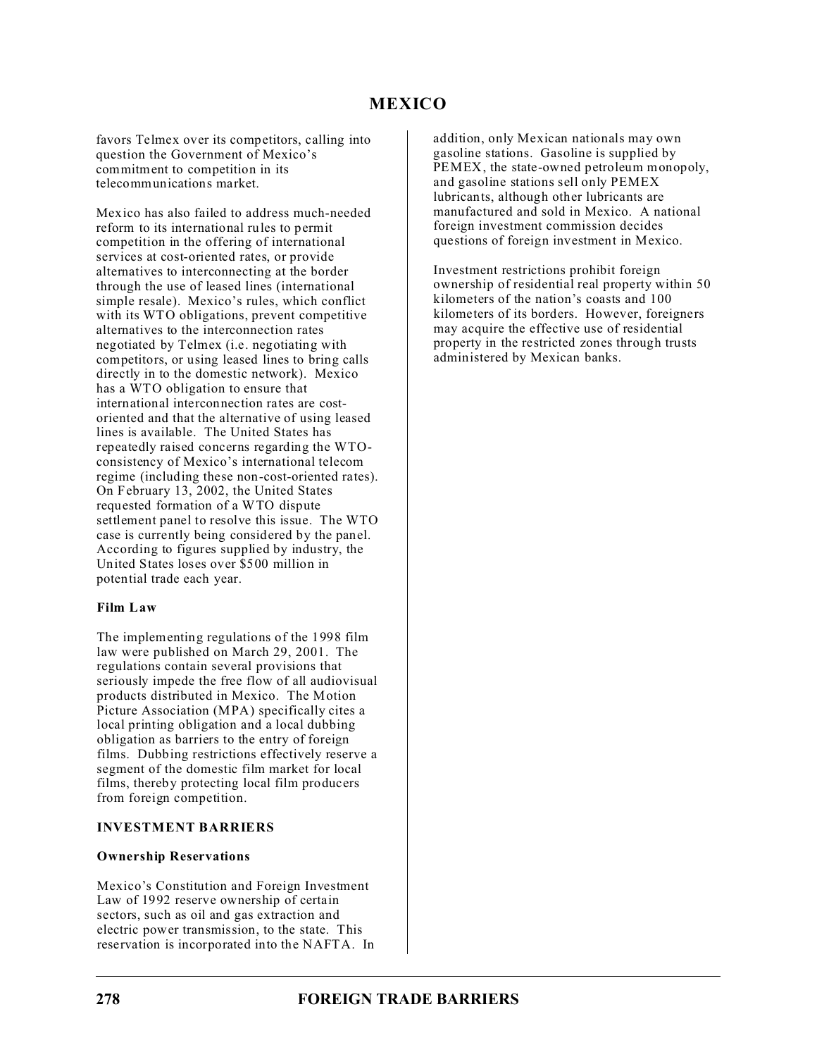favors Telmex over its competitors, calling into question the Government of Mexico's commitment to competition in its telecommunications market.

Mexico has also failed to address much-needed reform to its international rules to permit competition in the offering of international services at cost-oriented rates, or provide alternatives to interconnecting at the border through the use of leased lines (international simple resale). Mexico's rules, which conflict with its WTO obligations, prevent competitive alternatives to the interconnection rates negotiated by Telmex (i.e. negotiating with competitors, or using leased lines to bring calls directly in to the domestic network). Mexico has a WTO obligation to ensure that international interconnection rates are cost-oriented and that the alternative of using leased lines is available. The United States has repeatedly raised concerns regarding the WTO-consistency of Mexico's international telecom regime (including these non-cost-oriented rates). On February 13, 2002, the United States requested formation of a WTO dispute settlement panel to resolve this issue. The WTO case is currently being considered by the panel. According to figures supplied by industry, the United States loses over $500 million in potential trade each year.

**Film Law**

The implementing regulations of the 1998 film law were published on March 29, 2001. The regulations contain several provisions that seriously impede the free flow of all audiovisual products distributed in Mexico. The Motion Picture Association (MPA) specifically cites a local printing obligation and a local dubbing obligation as barriers to the entry of foreign films. Dubbing restrictions effectively reserve a segment of the domestic film market for local films, thereby protecting local film producers from foreign competition.

## INVESTMENT BARRIERS

**Ownership Reservations**

Mexico's Constitution and Foreign Investment Law of 1992 reserve ownership of certain sectors, such as oil and gas extraction and electric power transmission, to the state. This reservation is incorporated into the NAFTA. In addition, only Mexican nationals may own gasoline stations. Gasoline is supplied by PEMEX, the state-owned petroleum monopoly, and gasoline stations sell only PEMEX lubricants, although other lubricants are manufactured and sold in Mexico. A national foreign investment commission decides questions of foreign investment in Mexico.

Investment restrictions prohibit foreign ownership of residential real property within 50 kilometers of the nation's coasts and 100 kilometers of its borders. However, foreigners may acquire the effective use of residential property in the restricted zones through trusts administered by Mexican banks.